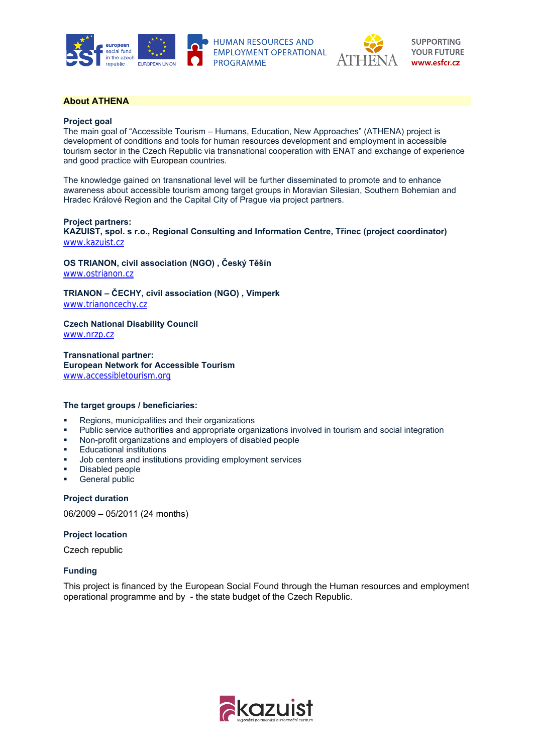## About ATHENA

**Project goal**
The main goal of “Accessible Tourism – Humans, Education, New Approaches” (ATHENA) project is development of conditions and tools for human resources development and employment in accessible tourism sector in the Czech Republic via transnational cooperation with ENAT and exchange of experience and good practice with European countries.

The knowledge gained on transnational level will be further disseminated to promote and to enhance awareness about accessible tourism among target groups in Moravian Silesian, Southern Bohemian and Hradec Králové Region and the Capital City of Prague via project partners.

**Project partners:**
**KAZUIST, spol. s r.o., Regional Consulting and Information Centre, Třinec (project coordinator)**
www.kazuist.cz

**OS TRIANON, civil association (NGO) , Český Těšín**
www.ostrianon.cz

**TRIANON – ČECHY, civil association (NGO) , Vimperk**
www.trianoncechy.cz

**Czech National Disability Council**
www.nrzp.cz

**Transnational partner:**
**European Network for Accessible Tourism**
www.accessibletourism.org

**The target groups / beneficiaries:**

- Regions, municipalities and their organizations
- Public service authorities and appropriate organizations involved in tourism and social integration
- Non-profit organizations and employers of disabled people
- Educational institutions
- Job centers and institutions providing employment services
- Disabled people
- General public

**Project duration**

06/2009 – 05/2011 (24 months)

**Project location**

Czech republic

**Funding**

This project is financed by the European Social Found through the Human resources and employment operational programme and by - the state budget of the Czech Republic.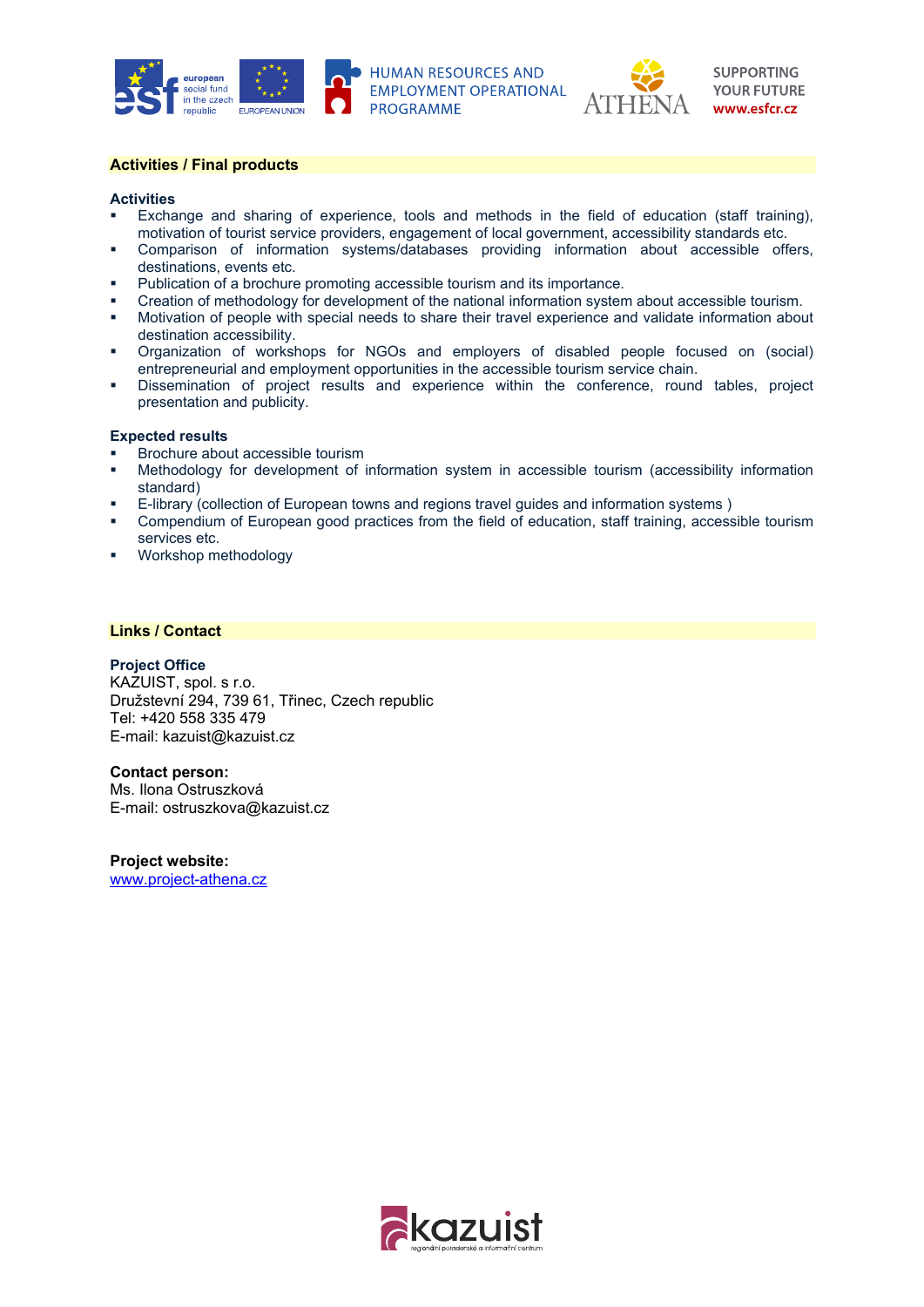## Activities / Final products

**Activities**

- Exchange and sharing of experience, tools and methods in the field of education (staff training), motivation of tourist service providers, engagement of local government, accessibility standards etc.
- Comparison of information systems/databases providing information about accessible offers, destinations, events etc.
- Publication of a brochure promoting accessible tourism and its importance.
- Creation of methodology for development of the national information system about accessible tourism.
- Motivation of people with special needs to share their travel experience and validate information about destination accessibility.
- Organization of workshops for NGOs and employers of disabled people focused on (social) entrepreneurial and employment opportunities in the accessible tourism service chain.
- Dissemination of project results and experience within the conference, round tables, project presentation and publicity.

**Expected results**

- Brochure about accessible tourism
- Methodology for development of information system in accessible tourism (accessibility information standard)
- E-library (collection of European towns and regions travel guides and information systems )
- Compendium of European good practices from the field of education, staff training, accessible tourism services etc.
- Workshop methodology

## Links / Contact

**Project Office**
KAZUIST, spol. s r.o.
Družstevní 294, 739 61, Třinec, Czech republic
Tel: +420 558 335 479
E-mail: kazuist@kazuist.cz

**Contact person:**
Ms. Ilona Ostruszková
E-mail: ostruszkova@kazuist.cz

**Project website:**
www.project-athena.cz